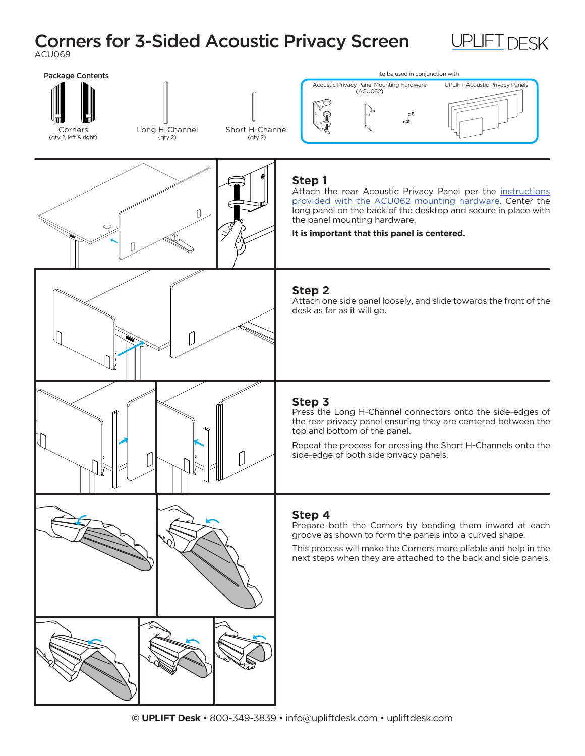# Corners for 3-Sided Acoustic Privacy Screen

ACU069

UPLIFT DESK

**Package Contents**

Corners (qty 2, left & right)

Long H-Channel (qty 2)

Short H-Channel (qty 2)

to be used in conjunction with

Acoustic Privacy Panel Mounting Hardware (ACU062)

UPLIFT Acoustic Privacy Panels

## Step 1

Attach the rear Acoustic Privacy Panel per the instructions provided with the ACU062 mounting hardware. Center the long panel on the back of the desktop and secure in place with the panel mounting hardware.

**It is important that this panel is centered.**

## Step 2

Attach one side panel loosely, and slide towards the front of the desk as far as it will go.

## Step 3

Press the Long H-Channel connectors onto the side-edges of the rear privacy panel ensuring they are centered between the top and bottom of the panel.

Repeat the process for pressing the Short H-Channels onto the side-edge of both side privacy panels.

## Step 4

Prepare both the Corners by bending them inward at each groove as shown to form the panels into a curved shape.

This process will make the Corners more pliable and help in the next steps when they are attached to the back and side panels.

© **UPLIFT Desk** • 800-349-3839 • info@upliftdesk.com • upliftdesk.com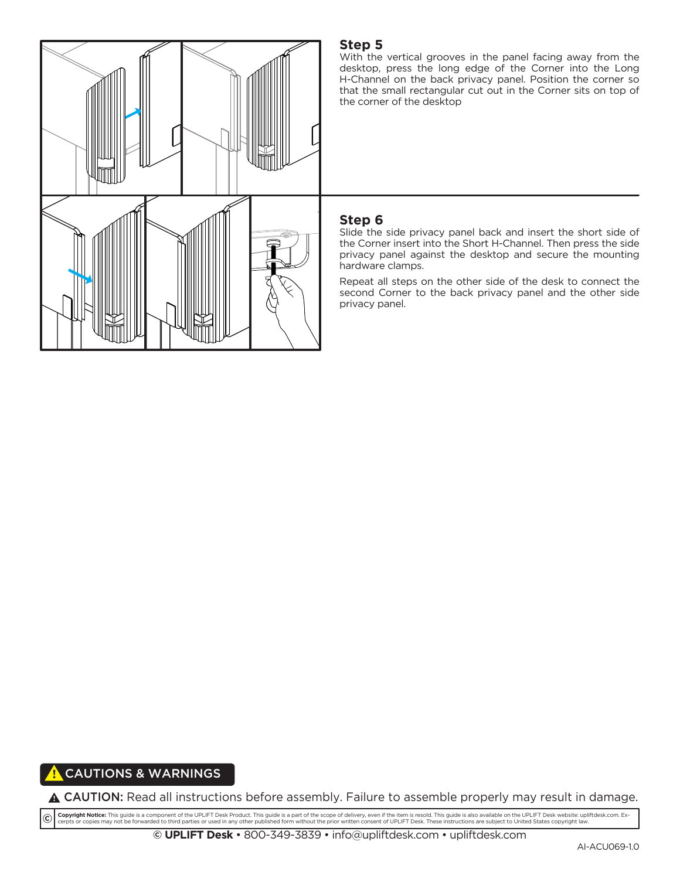## Step 5

With the vertical grooves in the panel facing away from the desktop, press the long edge of the Corner into the Long H-Channel on the back privacy panel. Position the corner so that the small rectangular cut out in the Corner sits on top of the corner of the desktop

## Step 6

Slide the side privacy panel back and insert the short side of the Corner insert into the Short H-Channel. Then press the side privacy panel against the desktop and secure the mounting hardware clamps.

Repeat all steps on the other side of the desk to connect the second Corner to the back privacy panel and the other side privacy panel.

## CAUTIONS & WARNINGS

**CAUTION:** Read all instructions before assembly. Failure to assemble properly may result in damage.

**Copyright Notice:** This guide is a component of the UPLIFT Desk Product. This guide is a part of the scope of delivery, even if the item is resold. This guide is also available on the UPLIFT Desk website: upliftdesk.com. Excerpts or copies may not be forwarded to third parties or used in any other published form without the prior written consent of UPLIFT Desk. These instructions are subject to United States copyright law.

© **UPLIFT Desk** • 800-349-3839 • info@upliftdesk.com • upliftdesk.com

AI-ACU069-1.0